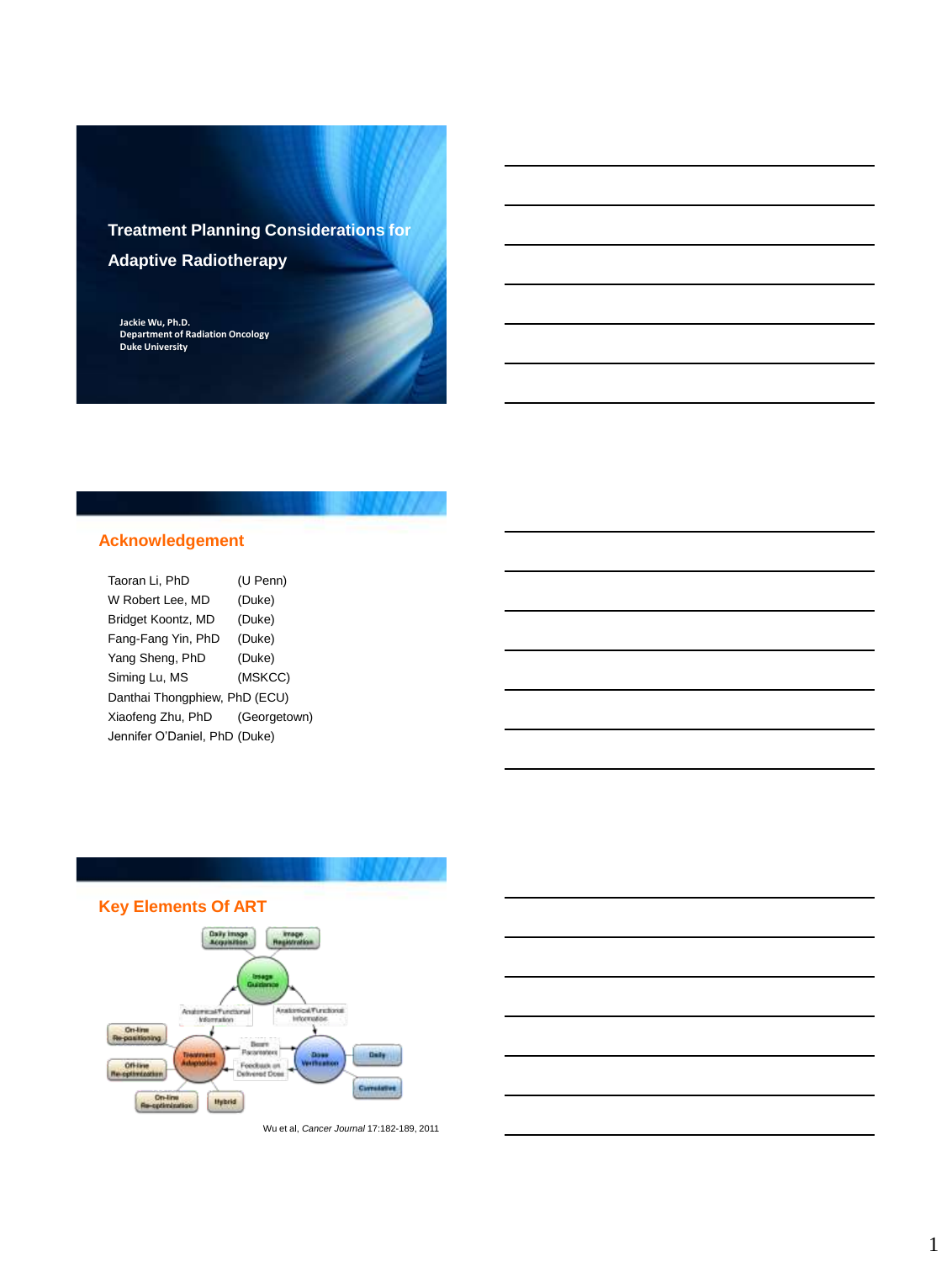# Treatment Planning Considerations for Adaptive Radiotherapy

Jackie Wu, Ph.D.
Department of Radiation Oncology
Duke University

## Acknowledgement

Taoran Li, PhD (U Penn)
W Robert Lee, MD (Duke)
Bridget Koontz, MD (Duke)
Fang-Fang Yin, PhD (Duke)
Yang Sheng, PhD (Duke)
Siming Lu, MS (MSKCC)
Danthai Thongphiew, PhD (ECU)
Xiaofeng Zhu, PhD (Georgetown)
Jennifer O'Daniel, PhD (Duke)

## Key Elements Of ART

Daily Image Acquisition, Image Registration, Image Guidance, Anatomical/Functional Information, Anatomical/Functional Information, On-line Re-positioning, Off-line Re-optimization, Treatment Adaptation, Beam Parameters, Feedback on Delivered Dose, Dose Verification, Daily, Cumulative, On-line Re-optimization, Hybrid

Wu et al, *Cancer Journal* 17:182-189, 2011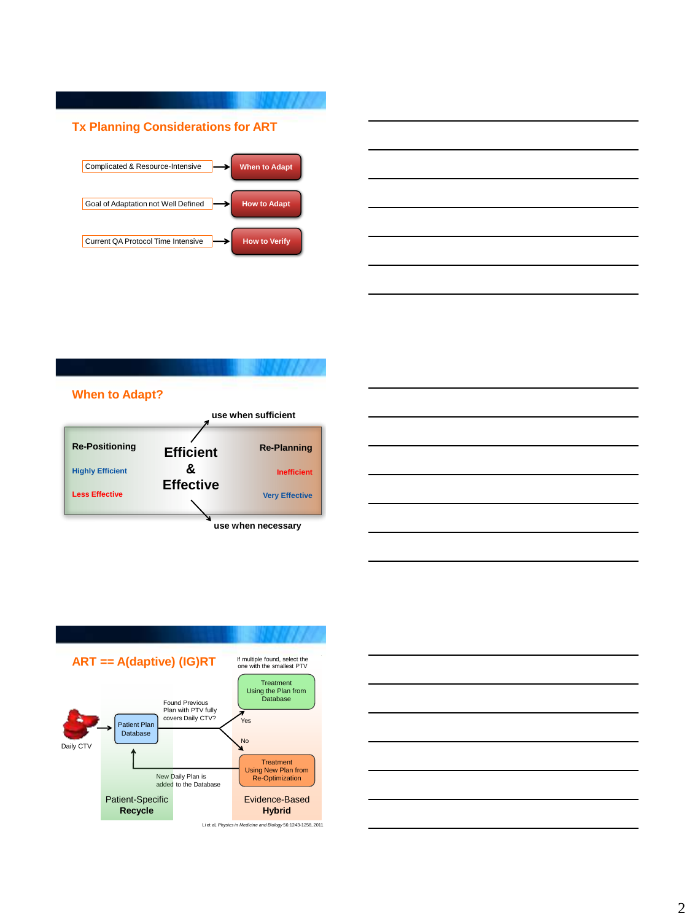## Tx Planning Considerations for ART

- Complicated & Resource-Intensive → **When to Adapt**
- Goal of Adaptation not Well Defined → **How to Adapt**
- Current QA Protocol Time Intensive → **How to Verify**

## When to Adapt?

use when sufficient

**Re-Positioning**
Highly Efficient
Less Effective

**Efficient & Effective**

**Re-Planning**
Inefficient
Very Effective

use when necessary

## ART == A(daptive) (IG)RT

If multiple found, select the one with the smallest PTV

Daily CTV → Patient Plan Database → Found Previous Plan with PTV fully covers Daily CTV?

- Yes → Treatment Using the Plan from Database
- No → Treatment Using New Plan from Re-Optimization

New Daily Plan is added to the Database

Patient-Specific **Recycle**

Evidence-Based **Hybrid**

Li et al, *Physics in Medicine and Biology* 56:1243-1258, 2011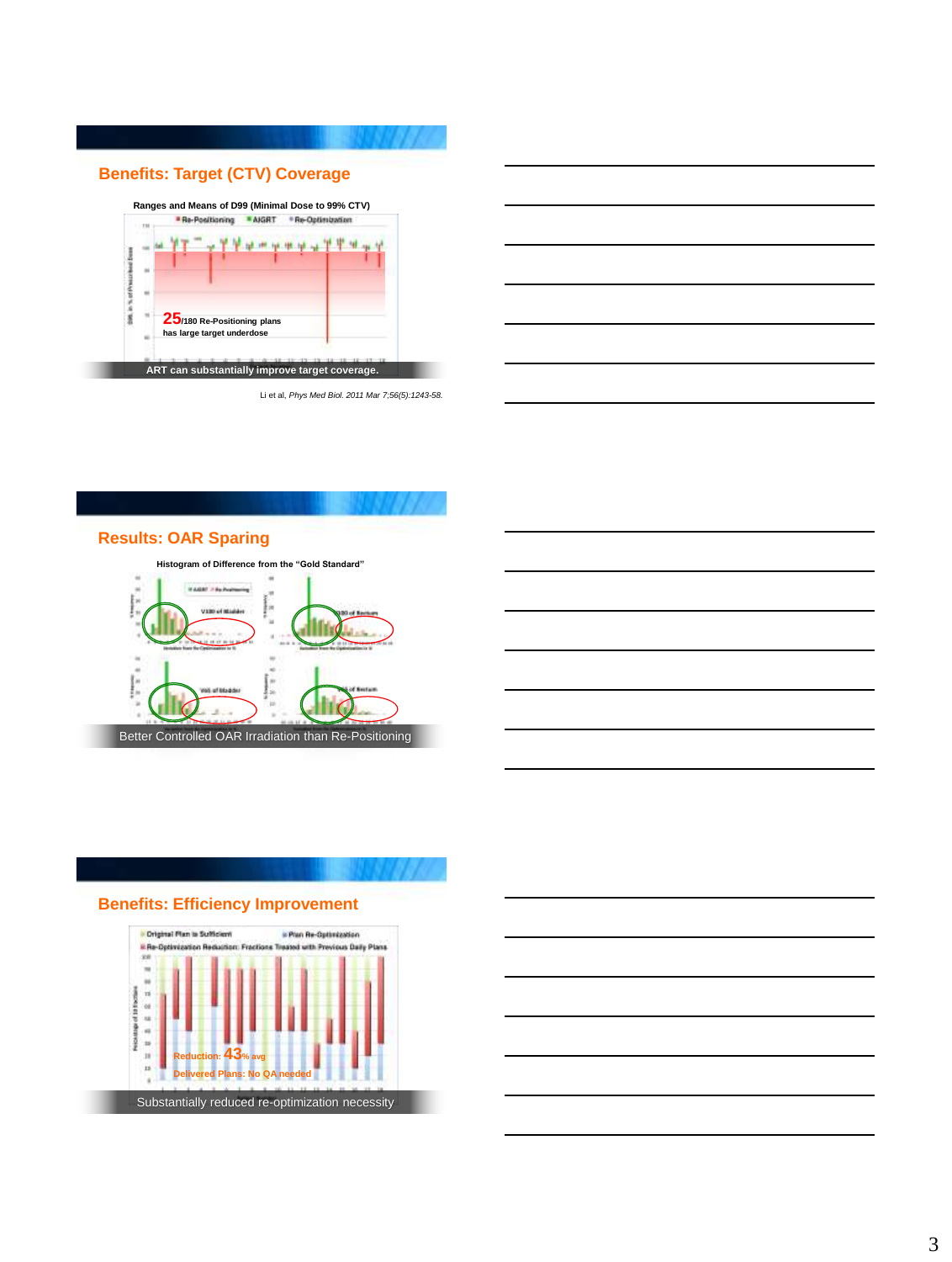## Benefits: Target (CTV) Coverage

**Ranges and Means of D99 (Minimal Dose to 99% CTV)**

Re-Positioning   AIGRT   Re-Optimization

**25**/180 Re-Positioning plans has large target underdose

ART can substantially improve target coverage.

Li et al, *Phys Med Biol. 2011 Mar 7;56(5):1243-58.*

## Results: OAR Sparing

**Histogram of Difference from the "Gold Standard"**

Better Controlled OAR Irradiation than Re-Positioning

## Benefits: Efficiency Improvement

Original Plan is Sufficient   Plan Re-Optimization

Re-Optimization Reduction: Fractions Treated with Previous Daily Plans

Reduction: **43**% avg

Delivered Plans: No QA needed

Substantially reduced re-optimization necessity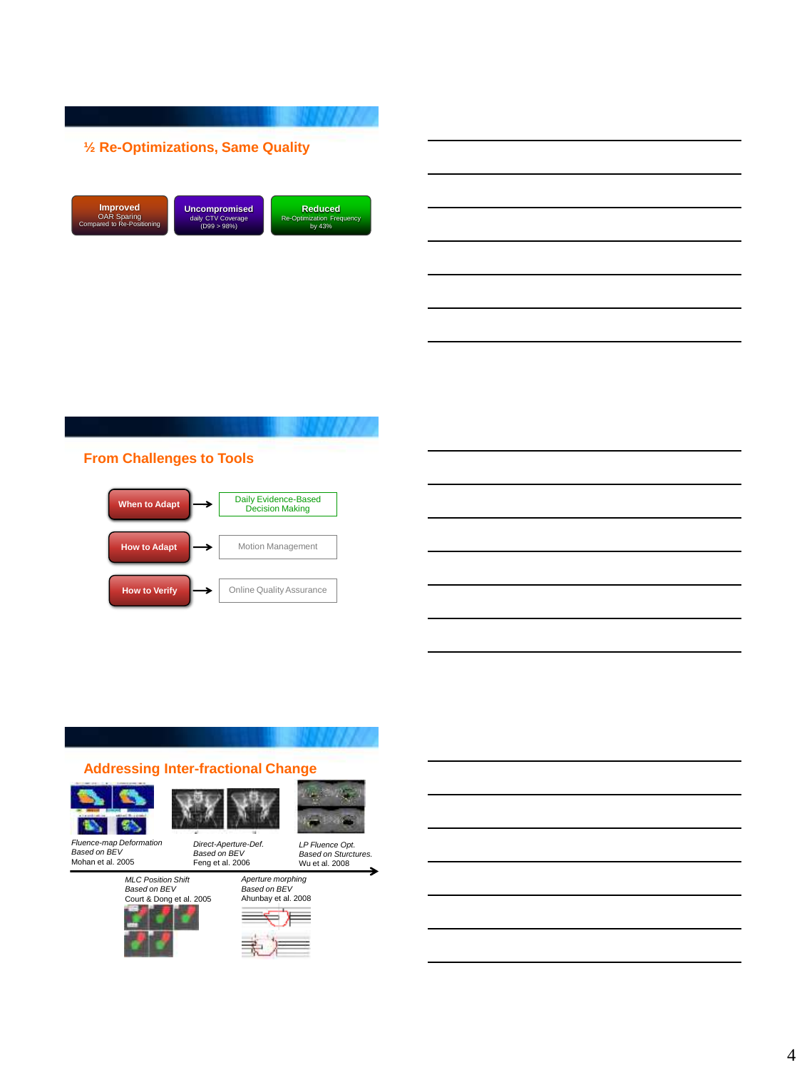## ½ Re-Optimizations, Same Quality

**Improved**
OAR Sparing
Compared to Re-Positioning

**Uncompromised**
daily CTV Coverage
(D99 > 98%)

**Reduced**
Re-Optimization Frequency
by 43%

## From Challenges to Tools

- **When to Adapt** → Daily Evidence-Based Decision Making
- **How to Adapt** → Motion Management
- **How to Verify** → Online Quality Assurance

## Addressing Inter-fractional Change

*Fluence-map Deformation*
*Based on BEV*
Mohan et al. 2005

*Direct-Aperture-Def.*
*Based on BEV*
Feng et al. 2006

*LP Fluence Opt.*
*Based on Sturctures.*
Wu et al. 2008

*MLC Position Shift*
*Based on BEV*
Court & Dong et al. 2005

*Aperture morphing*
*Based on BEV*
Ahunbay et al. 2008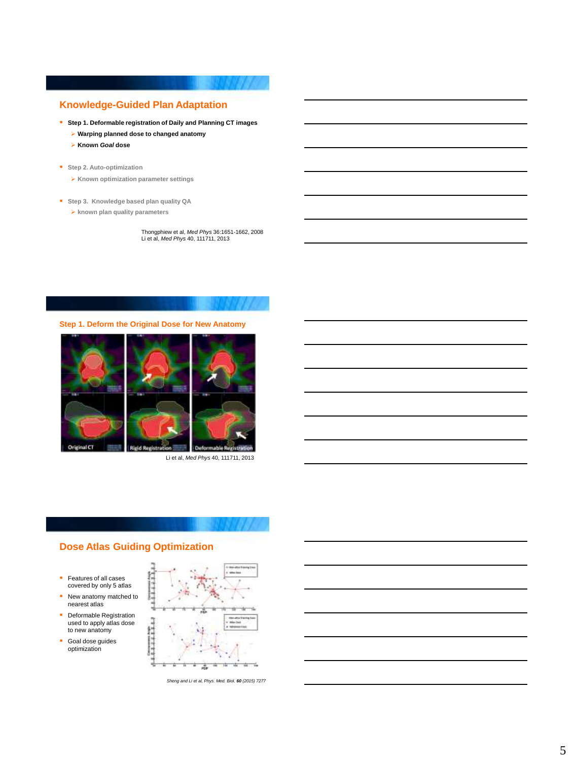## Knowledge-Guided Plan Adaptation

- **Step 1. Deformable registration of Daily and Planning CT images**
  - **Warping planned dose to changed anatomy**
  - **Known *Goal* dose**
- Step 2. Auto-optimization
  - Known optimization parameter settings
- Step 3. Knowledge based plan quality QA
  - known plan quality parameters

Thongphiew et al, *Med Phys* 36:1651-1662, 2008
Li et al, *Med Phys* 40, 111711, 2013

## Step 1. Deform the Original Dose for New Anatomy

Original CT | Rigid Registration | Deformable Registration

Li et al, *Med Phys* 40, 111711, 2013

## Dose Atlas Guiding Optimization

- Features of all cases covered by only 5 atlas
- New anatomy matched to nearest atlas
- Deformable Registration used to apply atlas dose to new anatomy
- Goal dose guides optimization

*Sheng and Li et al, Phys. Med. Biol.* ***60*** *(2015) 7277*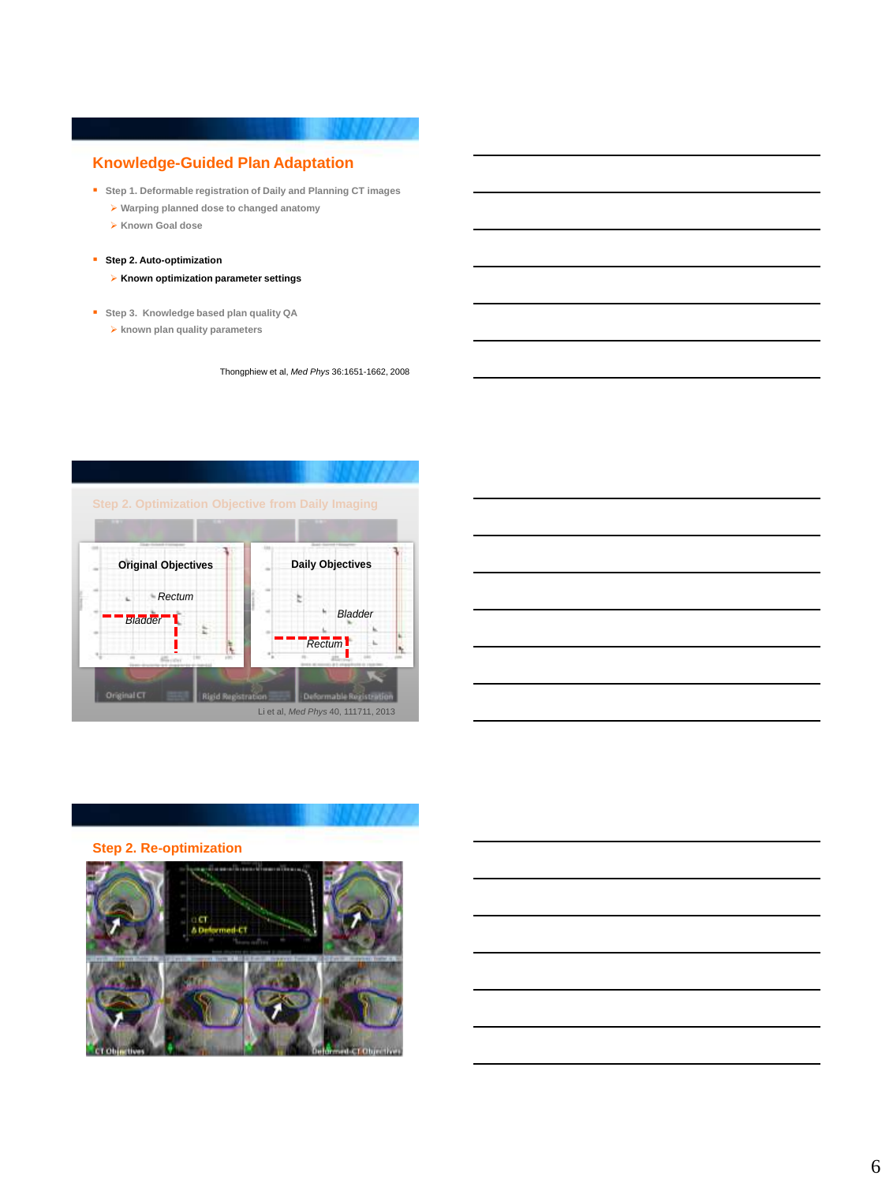## Knowledge-Guided Plan Adaptation

- Step 1. Deformable registration of Daily and Planning CT images
  - Warping planned dose to changed anatomy
  - Known Goal dose
- **Step 2. Auto-optimization**
  - **Known optimization parameter settings**
- Step 3. Knowledge based plan quality QA
  - known plan quality parameters

Thongphiew et al, *Med Phys* 36:1651-1662, 2008

## Step 2. Optimization Objective from Daily Imaging

**Original Objectives** — *Rectum*, *Bladder*

**Daily Objectives** — *Bladder*, *Rectum*

Original CT | Rigid Registration | Deformable Registration

Li et al, *Med Phys* 40, 111711, 2013

## Step 2. Re-optimization

CT | Deformed-CT

CT Objectives | Deformed-CT Objectives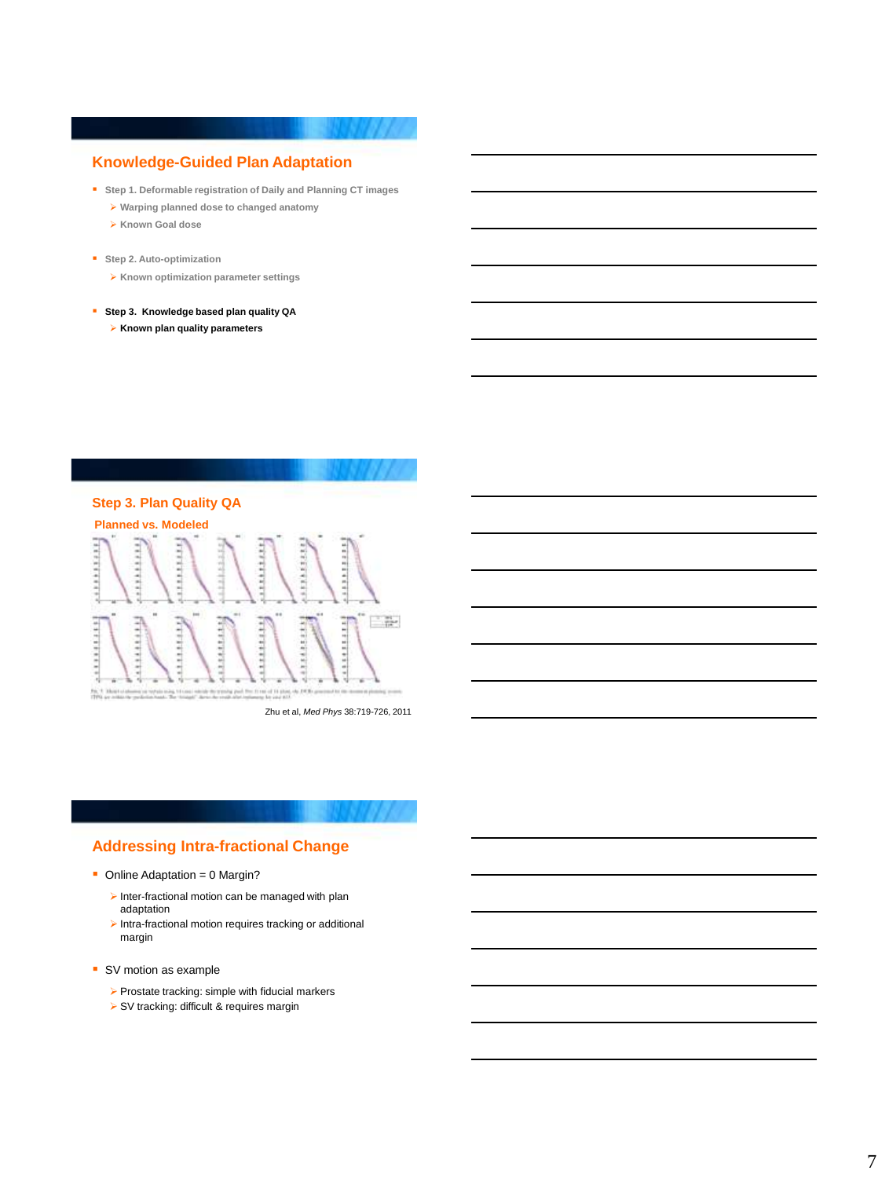## Knowledge-Guided Plan Adaptation

- Step 1. Deformable registration of Daily and Planning CT images
  - Warping planned dose to changed anatomy
  - Known Goal dose
- Step 2. Auto-optimization
  - Known optimization parameter settings
- **Step 3. Knowledge based plan quality QA**
  - **Known plan quality parameters**

## Step 3. Plan Quality QA

### Planned vs. Modeled

Zhu et al, *Med Phys* 38:719-726, 2011

## Addressing Intra-fractional Change

- Online Adaptation = 0 Margin?
  - Inter-fractional motion can be managed with plan adaptation
  - Intra-fractional motion requires tracking or additional margin
- SV motion as example
  - Prostate tracking: simple with fiducial markers
  - SV tracking: difficult & requires margin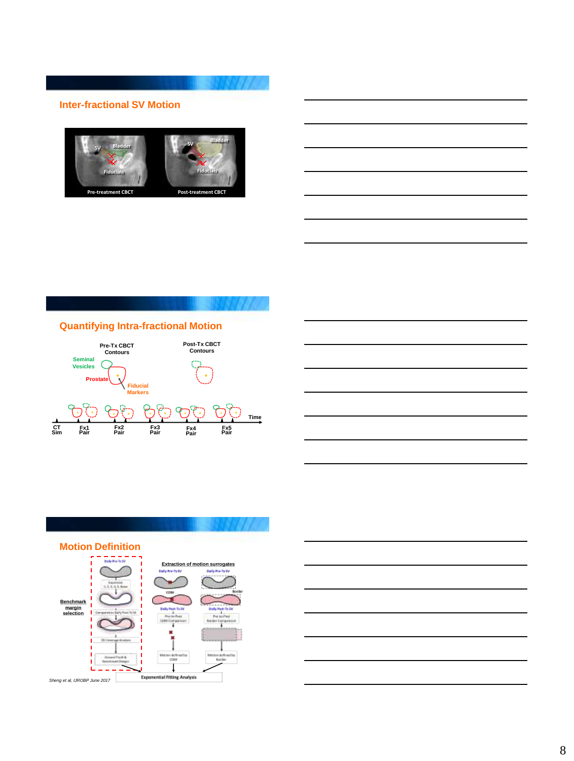## Inter-fractional SV Motion

SV Bladder Fiducials — Pre-treatment CBCT

SV Bladder Fiducials — Post-treatment CBCT

## Quantifying Intra-fractional Motion

Pre-Tx CBCT Contours

Post-Tx CBCT Contours

Seminal Vesicles

Prostate

Fiducial Markers

CT Sim, Fx1 Pair, Fx2 Pair, Fx3 Pair, Fx4 Pair, Fx5 Pair — Time

## Motion Definition

Benchmark margin selection

Extraction of motion surrogates

Daily Pre-Tx SV

COM

Border

Daily Post-Tx SV

Exponential Fitting Analysis

*Sheng et al, IJROBP June 2017*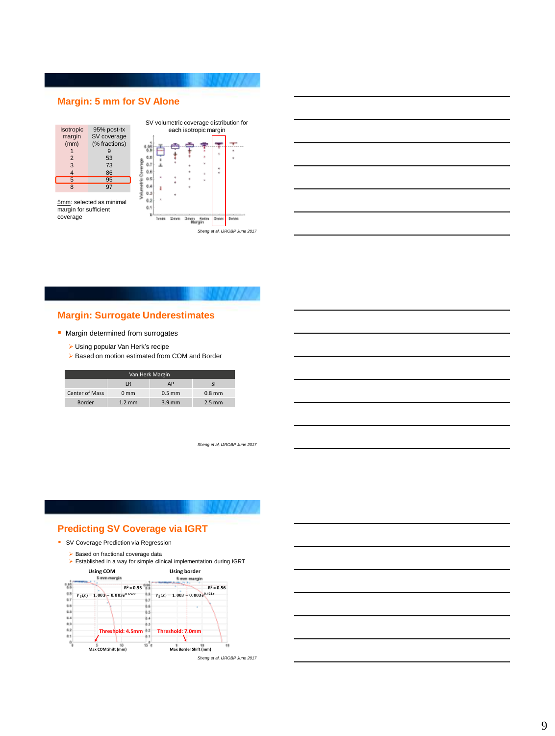## Margin: 5 mm for SV Alone

| Isotropic margin (mm) | 95% post-tx SV coverage (% fractions) |
|---|---|
| 1 | 9 |
| 2 | 53 |
| 3 | 73 |
| 4 | 86 |
| 5 | 95 |
| 8 | 97 |

5mm: selected as minimal margin for sufficient coverage

SV volumetric coverage distribution for each isotropic margin

*Sheng et al, IJROBP June 2017*

## Margin: Surrogate Underestimates

- Margin determined from surrogates
  - Using popular Van Herk's recipe
  - Based on motion estimated from COM and Border

| Van Herk Margin | | | |
|---|---|---|---|
| | LR | AP | SI |
| Center of Mass | 0 mm | 0.5 mm | 0.8 mm |
| Border | 1.2 mm | 3.9 mm | 2.5 mm |

*Sheng et al, IJROBP June 2017*

## Predicting SV Coverage via IGRT

- SV Coverage Prediction via Regression
  - Based on fractional coverage data
  - Established in a way for simple clinical implementation during IGRT

Using COM: $V_S(x) = 1.003 - 0.003e^{0.652x}$, $R^2 = 0.95$, Threshold: 4.5mm (Max COM Shift (mm))

Using border: $V_S(x) = 1.003 - 0.003e^{0.421x}$, $R^2 = 0.56$, Threshold: 7.0mm (Max Border Shift (mm))

*Sheng et al, IJROBP June 2017*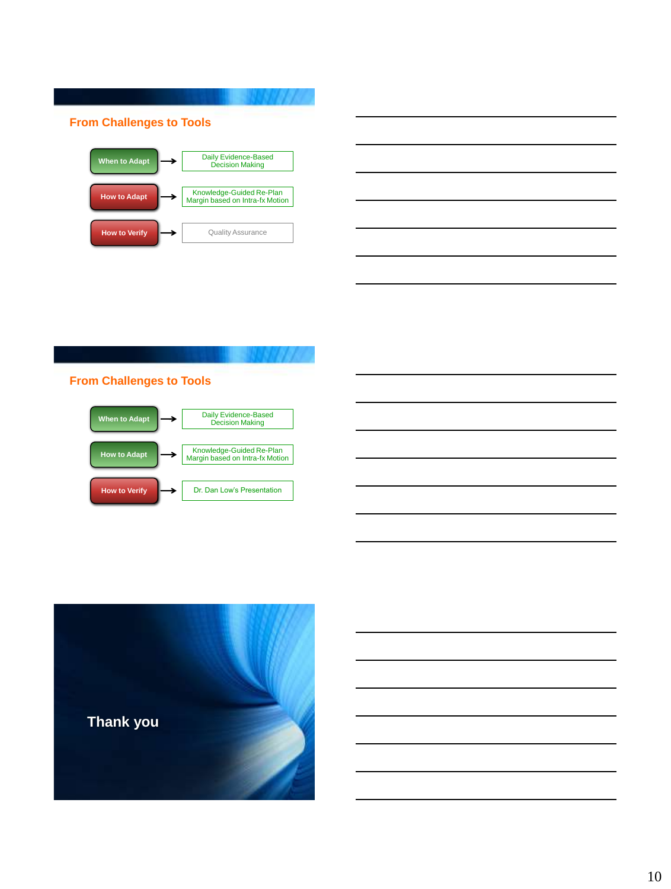## From Challenges to Tools

- **When to Adapt** → Daily Evidence-Based Decision Making
- **How to Adapt** → Knowledge-Guided Re-Plan Margin based on Intra-fx Motion
- **How to Verify** → Quality Assurance

## From Challenges to Tools

- **When to Adapt** → Daily Evidence-Based Decision Making
- **How to Adapt** → Knowledge-Guided Re-Plan Margin based on Intra-fx Motion
- **How to Verify** → Dr. Dan Low's Presentation

## Thank you